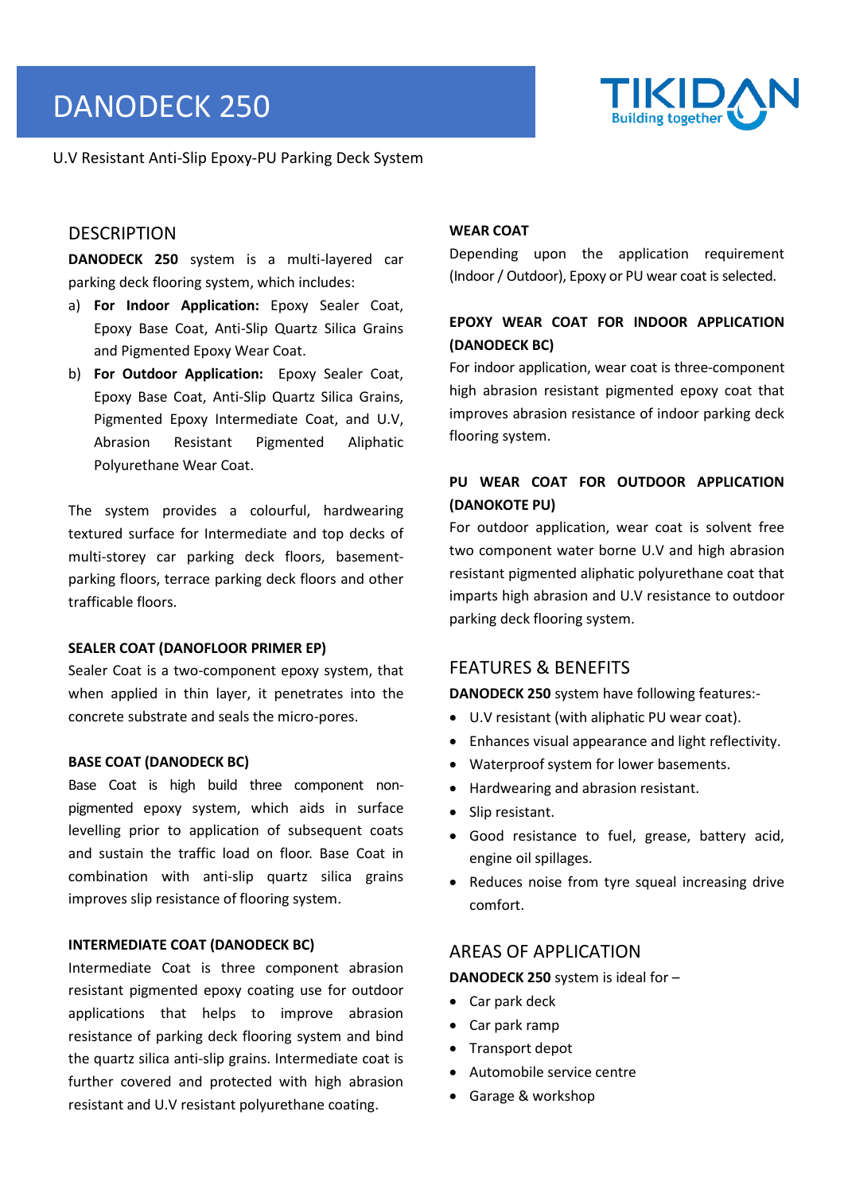# DANODECK 250

U.V Resistant Anti-Slip Epoxy-PU Parking Deck System

## DESCRIPTION

**DANODECK 250** system is a multi-layered car parking deck flooring system, which includes:

a) **For Indoor Application:** Epoxy Sealer Coat, Epoxy Base Coat, Anti-Slip Quartz Silica Grains and Pigmented Epoxy Wear Coat.

b) **For Outdoor Application:** Epoxy Sealer Coat, Epoxy Base Coat, Anti-Slip Quartz Silica Grains, Pigmented Epoxy Intermediate Coat, and U.V, Abrasion Resistant Pigmented Aliphatic Polyurethane Wear Coat.

The system provides a colourful, hardwearing textured surface for Intermediate and top decks of multi-storey car parking deck floors, basement-parking floors, terrace parking deck floors and other trafficable floors.

### SEALER COAT (DANOFLOOR PRIMER EP)

Sealer Coat is a two-component epoxy system, that when applied in thin layer, it penetrates into the concrete substrate and seals the micro-pores.

### BASE COAT (DANODECK BC)

Base Coat is high build three component non-pigmented epoxy system, which aids in surface levelling prior to application of subsequent coats and sustain the traffic load on floor. Base Coat in combination with anti-slip quartz silica grains improves slip resistance of flooring system.

### INTERMEDIATE COAT (DANODECK BC)

Intermediate Coat is three component abrasion resistant pigmented epoxy coating use for outdoor applications that helps to improve abrasion resistance of parking deck flooring system and bind the quartz silica anti-slip grains. Intermediate coat is further covered and protected with high abrasion resistant and U.V resistant polyurethane coating.

### WEAR COAT

Depending upon the application requirement (Indoor / Outdoor), Epoxy or PU wear coat is selected.

### EPOXY WEAR COAT FOR INDOOR APPLICATION (DANODECK BC)

For indoor application, wear coat is three-component high abrasion resistant pigmented epoxy coat that improves abrasion resistance of indoor parking deck flooring system.

### PU WEAR COAT FOR OUTDOOR APPLICATION (DANOKOTE PU)

For outdoor application, wear coat is solvent free two component water borne U.V and high abrasion resistant pigmented aliphatic polyurethane coat that imparts high abrasion and U.V resistance to outdoor parking deck flooring system.

## FEATURES & BENEFITS

**DANODECK 250** system have following features:-

- U.V resistant (with aliphatic PU wear coat).
- Enhances visual appearance and light reflectivity.
- Waterproof system for lower basements.
- Hardwearing and abrasion resistant.
- Slip resistant.
- Good resistance to fuel, grease, battery acid, engine oil spillages.
- Reduces noise from tyre squeal increasing drive comfort.

## AREAS OF APPLICATION

**DANODECK 250** system is ideal for –

- Car park deck
- Car park ramp
- Transport depot
- Automobile service centre
- Garage & workshop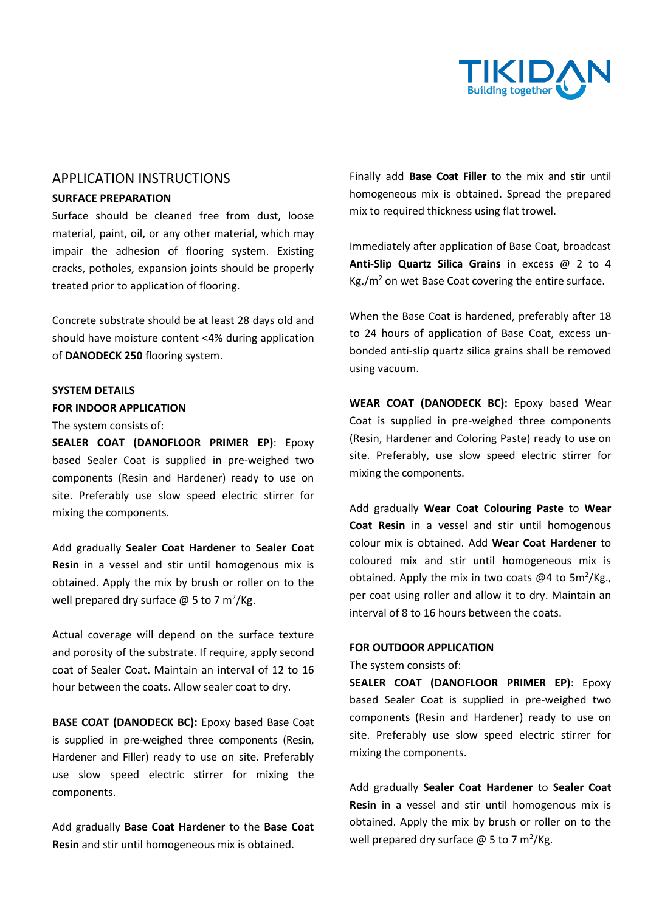## APPLICATION INSTRUCTIONS

### SURFACE PREPARATION

Surface should be cleaned free from dust, loose material, paint, oil, or any other material, which may impair the adhesion of flooring system. Existing cracks, potholes, expansion joints should be properly treated prior to application of flooring.

Concrete substrate should be at least 28 days old and should have moisture content <4% during application of **DANODECK 250** flooring system.

### SYSTEM DETAILS

### FOR INDOOR APPLICATION

The system consists of:

**SEALER COAT (DANOFLOOR PRIMER EP)**: Epoxy based Sealer Coat is supplied in pre-weighed two components (Resin and Hardener) ready to use on site. Preferably use slow speed electric stirrer for mixing the components.

Add gradually **Sealer Coat Hardener** to **Sealer Coat Resin** in a vessel and stir until homogenous mix is obtained. Apply the mix by brush or roller on to the well prepared dry surface @ 5 to 7 $m^2$/Kg.

Actual coverage will depend on the surface texture and porosity of the substrate. If require, apply second coat of Sealer Coat. Maintain an interval of 12 to 16 hour between the coats. Allow sealer coat to dry.

**BASE COAT (DANODECK BC):** Epoxy based Base Coat is supplied in pre-weighed three components (Resin, Hardener and Filler) ready to use on site. Preferably use slow speed electric stirrer for mixing the components.

Add gradually **Base Coat Hardener** to the **Base Coat Resin** and stir until homogeneous mix is obtained.

Finally add **Base Coat Filler** to the mix and stir until homogeneous mix is obtained. Spread the prepared mix to required thickness using flat trowel.

Immediately after application of Base Coat, broadcast **Anti-Slip Quartz Silica Grains** in excess @ 2 to 4 Kg./$m^2$ on wet Base Coat covering the entire surface.

When the Base Coat is hardened, preferably after 18 to 24 hours of application of Base Coat, excess un-bonded anti-slip quartz silica grains shall be removed using vacuum.

**WEAR COAT (DANODECK BC):** Epoxy based Wear Coat is supplied in pre-weighed three components (Resin, Hardener and Coloring Paste) ready to use on site. Preferably, use slow speed electric stirrer for mixing the components.

Add gradually **Wear Coat Colouring Paste** to **Wear Coat Resin** in a vessel and stir until homogenous colour mix is obtained. Add **Wear Coat Hardener** to coloured mix and stir until homogeneous mix is obtained. Apply the mix in two coats @4 to 5$m^2$/Kg., per coat using roller and allow it to dry. Maintain an interval of 8 to 16 hours between the coats.

### FOR OUTDOOR APPLICATION

The system consists of:

**SEALER COAT (DANOFLOOR PRIMER EP)**: Epoxy based Sealer Coat is supplied in pre-weighed two components (Resin and Hardener) ready to use on site. Preferably use slow speed electric stirrer for mixing the components.

Add gradually **Sealer Coat Hardener** to **Sealer Coat Resin** in a vessel and stir until homogenous mix is obtained. Apply the mix by brush or roller on to the well prepared dry surface @ 5 to 7 $m^2$/Kg.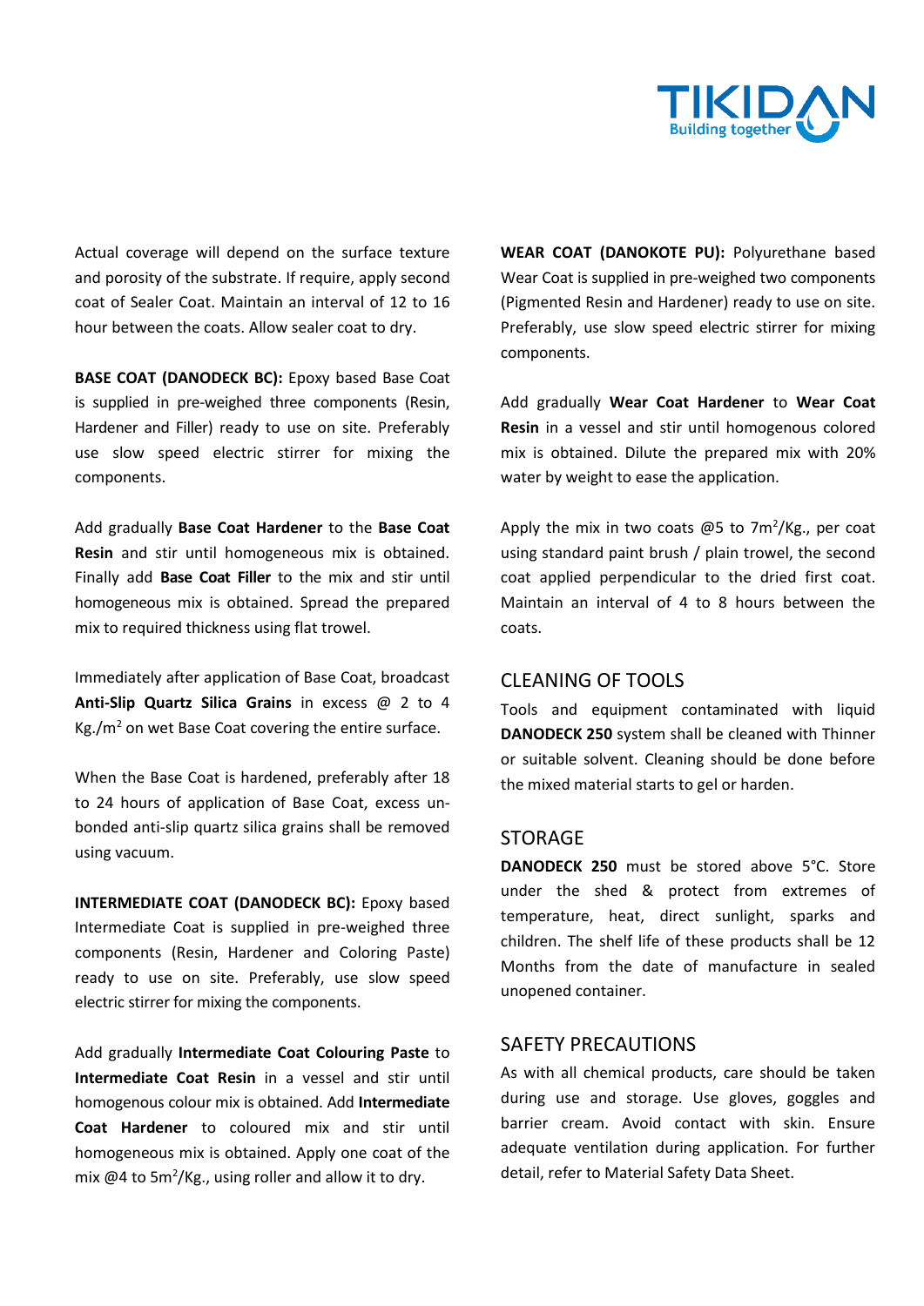Actual coverage will depend on the surface texture and porosity of the substrate. If require, apply second coat of Sealer Coat. Maintain an interval of 12 to 16 hour between the coats. Allow sealer coat to dry.

**BASE COAT (DANODECK BC):** Epoxy based Base Coat is supplied in pre-weighed three components (Resin, Hardener and Filler) ready to use on site. Preferably use slow speed electric stirrer for mixing the components.

Add gradually **Base Coat Hardener** to the **Base Coat Resin** and stir until homogeneous mix is obtained. Finally add **Base Coat Filler** to the mix and stir until homogeneous mix is obtained. Spread the prepared mix to required thickness using flat trowel.

Immediately after application of Base Coat, broadcast **Anti-Slip Quartz Silica Grains** in excess @ 2 to 4 Kg./$m^2$ on wet Base Coat covering the entire surface.

When the Base Coat is hardened, preferably after 18 to 24 hours of application of Base Coat, excess un-bonded anti-slip quartz silica grains shall be removed using vacuum.

**INTERMEDIATE COAT (DANODECK BC):** Epoxy based Intermediate Coat is supplied in pre-weighed three components (Resin, Hardener and Coloring Paste) ready to use on site. Preferably, use slow speed electric stirrer for mixing the components.

Add gradually **Intermediate Coat Colouring Paste** to **Intermediate Coat Resin** in a vessel and stir until homogenous colour mix is obtained. Add **Intermediate Coat Hardener** to coloured mix and stir until homogeneous mix is obtained. Apply one coat of the mix @4 to 5$m^2$/Kg., using roller and allow it to dry.

**WEAR COAT (DANOKOTE PU):** Polyurethane based Wear Coat is supplied in pre-weighed two components (Pigmented Resin and Hardener) ready to use on site. Preferably, use slow speed electric stirrer for mixing components.

Add gradually **Wear Coat Hardener** to **Wear Coat Resin** in a vessel and stir until homogenous colored mix is obtained. Dilute the prepared mix with 20% water by weight to ease the application.

Apply the mix in two coats @5 to 7$m^2$/Kg., per coat using standard paint brush / plain trowel, the second coat applied perpendicular to the dried first coat. Maintain an interval of 4 to 8 hours between the coats.

## CLEANING OF TOOLS

Tools and equipment contaminated with liquid **DANODECK 250** system shall be cleaned with Thinner or suitable solvent. Cleaning should be done before the mixed material starts to gel or harden.

## STORAGE

**DANODECK 250** must be stored above 5°C. Store under the shed & protect from extremes of temperature, heat, direct sunlight, sparks and children. The shelf life of these products shall be 12 Months from the date of manufacture in sealed unopened container.

## SAFETY PRECAUTIONS

As with all chemical products, care should be taken during use and storage. Use gloves, goggles and barrier cream. Avoid contact with skin. Ensure adequate ventilation during application. For further detail, refer to Material Safety Data Sheet.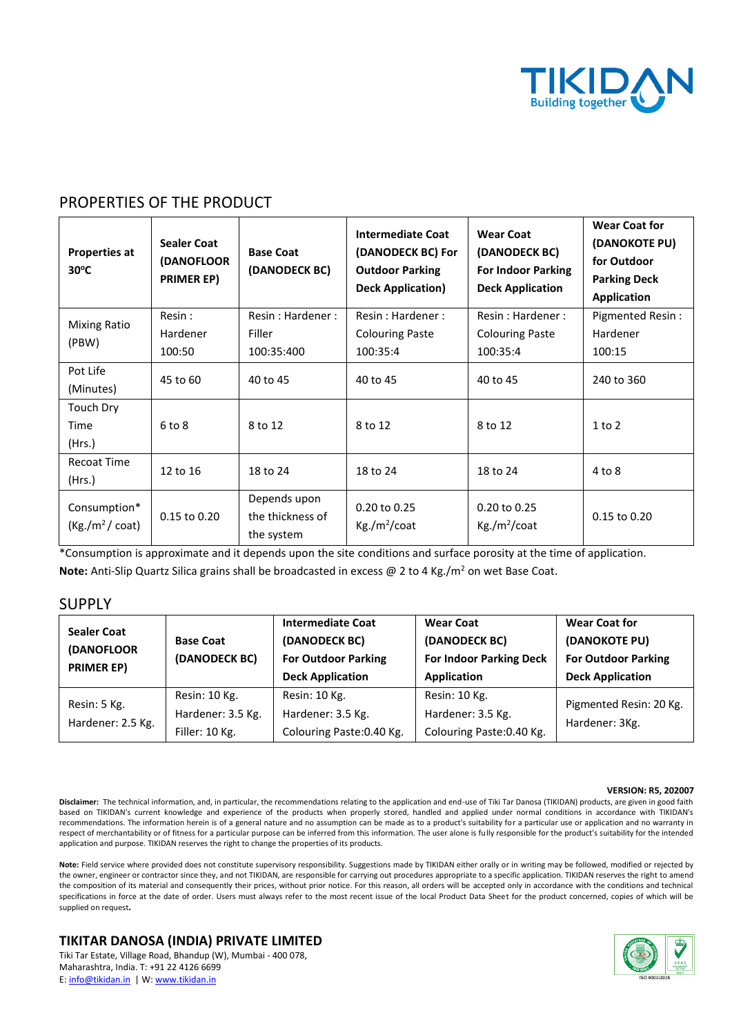## PROPERTIES OF THE PRODUCT

| Properties at 30ºC | Sealer Coat (DANOFLOOR PRIMER EP) | Base Coat (DANODECK BC) | Intermediate Coat (DANODECK BC) For Outdoor Parking Deck Application) | Wear Coat (DANODECK BC) For Indoor Parking Deck Application | Wear Coat for (DANOKOTE PU) for Outdoor Parking Deck Application |
|---|---|---|---|---|---|
| Mixing Ratio (PBW) | Resin : Hardener 100:50 | Resin : Hardener : Filler 100:35:400 | Resin : Hardener : Colouring Paste 100:35:4 | Resin : Hardener : Colouring Paste 100:35:4 | Pigmented Resin : Hardener 100:15 |
| Pot Life (Minutes) | 45 to 60 | 40 to 45 | 40 to 45 | 40 to 45 | 240 to 360 |
| Touch Dry Time (Hrs.) | 6 to 8 | 8 to 12 | 8 to 12 | 8 to 12 | 1 to 2 |
| Recoat Time (Hrs.) | 12 to 16 | 18 to 24 | 18 to 24 | 18 to 24 | 4 to 8 |
| Consumption* (Kg./m$^2$ / coat) | 0.15 to 0.20 | Depends upon the thickness of the system | 0.20 to 0.25 Kg./m$^2$/coat | 0.20 to 0.25 Kg./m$^2$/coat | 0.15 to 0.20 |

*Consumption is approximate and it depends upon the site conditions and surface porosity at the time of application.

**Note:** Anti-Slip Quartz Silica grains shall be broadcasted in excess @ 2 to 4 Kg./m$^2$ on wet Base Coat.

## SUPPLY

| Sealer Coat (DANOFLOOR PRIMER EP) | Base Coat (DANODECK BC) | Intermediate Coat (DANODECK BC) For Outdoor Parking Deck Application | Wear Coat (DANODECK BC) For Indoor Parking Deck Application | Wear Coat for (DANOKOTE PU) For Outdoor Parking Deck Application |
|---|---|---|---|---|
| Resin: 5 Kg. Hardener: 2.5 Kg. | Resin: 10 Kg. Hardener: 3.5 Kg. Filler: 10 Kg. | Resin: 10 Kg. Hardener: 3.5 Kg. Colouring Paste:0.40 Kg. | Resin: 10 Kg. Hardener: 3.5 Kg. Colouring Paste:0.40 Kg. | Pigmented Resin: 20 Kg. Hardener: 3Kg. |

**VERSION: R5, 202007**

**Disclaimer:** The technical information, and, in particular, the recommendations relating to the application and end-use of Tiki Tar Danosa (TIKIDAN) products, are given in good faith based on TIKIDAN's current knowledge and experience of the products when properly stored, handled and applied under normal conditions in accordance with TIKIDAN's recommendations. The information herein is of a general nature and no assumption can be made as to a product's suitability for a particular use or application and no warranty in respect of merchantability or of fitness for a particular purpose can be inferred from this information. The user alone is fully responsible for the product's suitability for the intended application and purpose. TIKIDAN reserves the right to change the properties of its products.

**Note:** Field service where provided does not constitute supervisory responsibility. Suggestions made by TIKIDAN either orally or in writing may be followed, modified or rejected by the owner, engineer or contractor since they, and not TIKIDAN, are responsible for carrying out procedures appropriate to a specific application. TIKIDAN reserves the right to amend the composition of its material and consequently their prices, without prior notice. For this reason, all orders will be accepted only in accordance with the conditions and technical specifications in force at the date of order. Users must always refer to the most recent issue of the local Product Data Sheet for the product concerned, copies of which will be supplied on request**.**

**TIKITAR DANOSA (INDIA) PRIVATE LIMITED**

Tiki Tar Estate, Village Road, Bhandup (W), Mumbai - 400 078, Maharashtra, India. T: +91 22 4126 6699

E: info@tikidan.in | W: www.tikidan.in